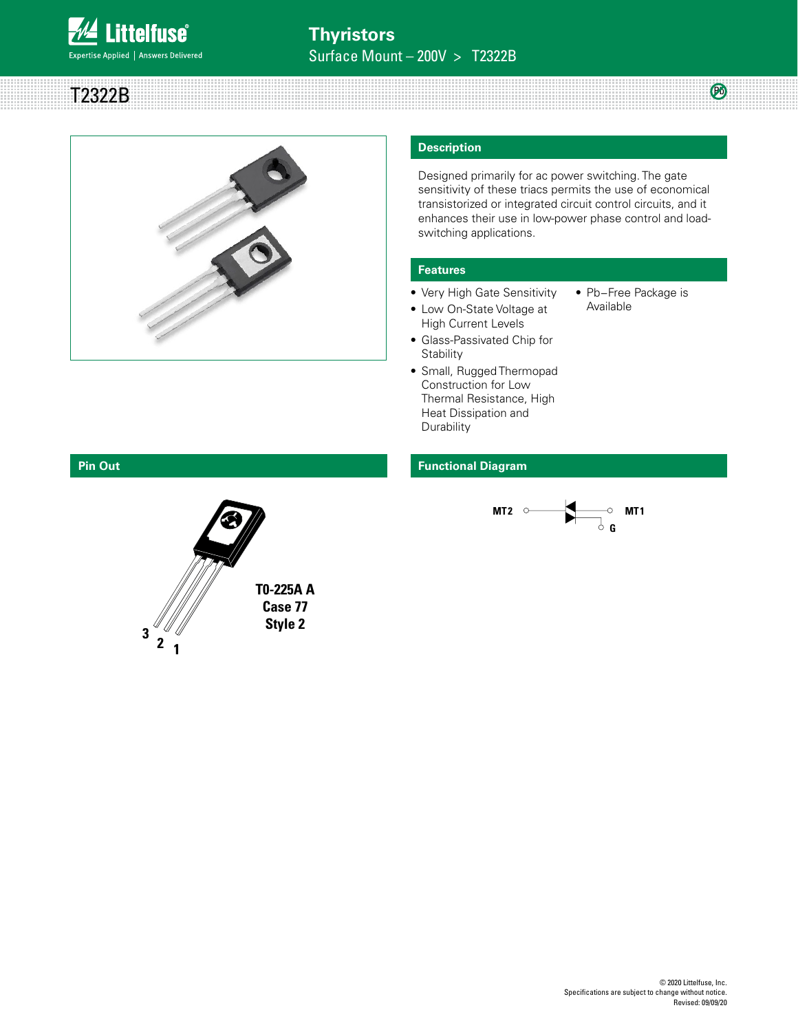# T2322B

## Description

Designed primarily for ac power switching. The gate sensitivity of these triacs permits the use of economical transistorized or integrated circuit control circuits, and it enhances their use in low-power phase control and load-switching applications.

## Features

- Very High Gate Sensitivity
- Low On-State Voltage at High Current Levels
- Glass-Passivated Chip for Stability
- Small, Rugged Thermopad Construction for Low Thermal Resistance, High Heat Dissipation and Durability
- Pb−Free Package is Available

## Pin Out

TO-225A A
Case 77
Style 2

3 2 1

## Functional Diagram

MT2 MT1 G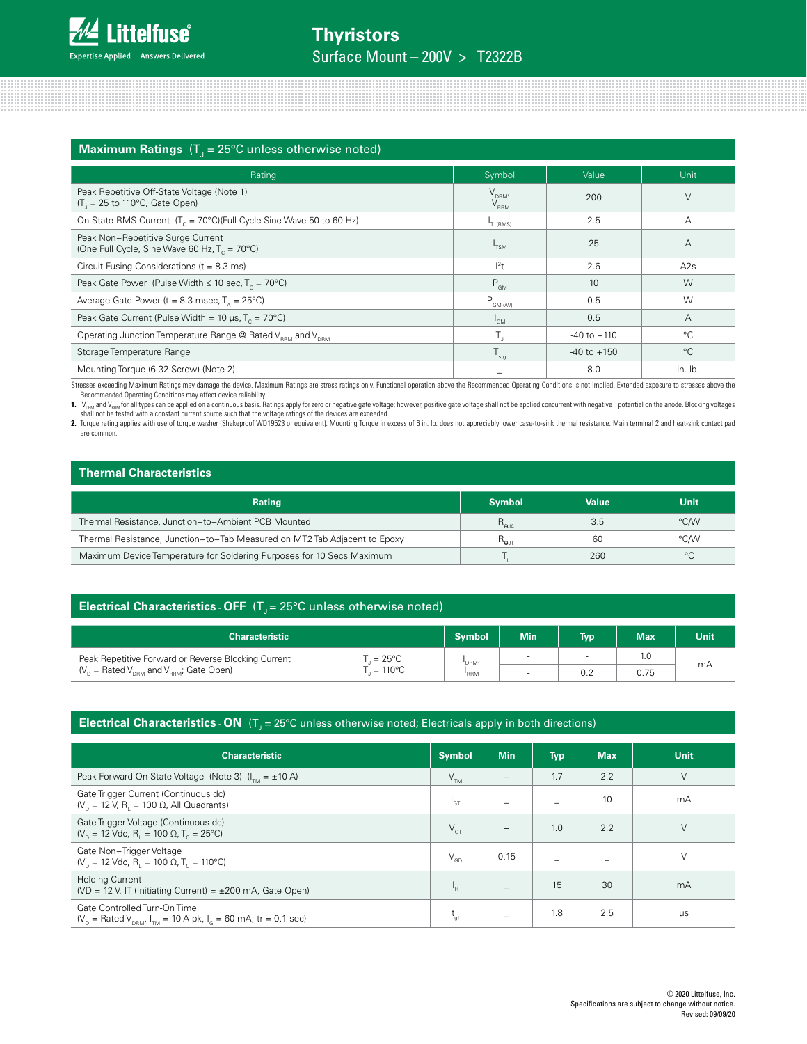## Maximum Ratings ($T_J$ = 25°C unless otherwise noted)

| Rating | Symbol | Value | Unit |
|---|---|---|---|
| Peak Repetitive Off-State Voltage (Note 1) ($T_J$ = 25 to 110°C, Gate Open) | $V_{DRM}$, $V_{RRM}$ | 200 | V |
| On-State RMS Current ($T_C$ = 70°C)(Full Cycle Sine Wave 50 to 60 Hz) | $I_{T\ (RMS)}$ | 2.5 | A |
| Peak Non–Repetitive Surge Current (One Full Cycle, Sine Wave 60 Hz, $T_C$ = 70°C) | $I_{TSM}$ | 25 | A |
| Circuit Fusing Considerations (t = 8.3 ms) | $I^2t$ | 2.6 | A2s |
| Peak Gate Power (Pulse Width ≤ 10 sec, $T_C$ = 70°C) | $P_{GM}$ | 10 | W |
| Average Gate Power (t = 8.3 msec, $T_A$ = 25°C) | $P_{GM\ (AV)}$ | 0.5 | W |
| Peak Gate Current (Pulse Width = 10 µs, $T_C$ = 70°C) | $I_{GM}$ | 0.5 | A |
| Operating Junction Temperature Range @ Rated $V_{RRM}$ and $V_{DRM}$ | $T_J$ | -40 to +110 | °C |
| Storage Temperature Range | $T_{stg}$ | -40 to +150 | °C |
| Mounting Torque (6-32 Screw) (Note 2) | – | 8.0 | in. lb. |

Stresses exceeding Maximum Ratings may damage the device. Maximum Ratings are stress ratings only. Functional operation above the Recommended Operating Conditions is not implied. Extended exposure to stresses above the Recommended Operating Conditions may affect device reliability.

1. $V_{DRM}$ and $V_{RRM}$ for all types can be applied on a continuous basis. Ratings apply for zero or negative gate voltage; however, positive gate voltage shall not be applied concurrent with negative potential on the anode. Blocking voltages shall not be tested with a constant current source such that the voltage ratings of the devices are exceeded.
2. Torque rating applies with use of torque washer (Shakeproof WD19523 or equivalent). Mounting Torque in excess of 6 in. lb. does not appreciably lower case-to-sink thermal resistance. Main terminal 2 and heat-sink contact pad are common.

## Thermal Characteristics

| Rating | Symbol | Value | Unit |
|---|---|---|---|
| Thermal Resistance, Junction–to–Ambient PCB Mounted | $R_{\theta JA}$ | 3.5 | °C/W |
| Thermal Resistance, Junction–to–Tab Measured on MT2 Tab Adjacent to Epoxy | $R_{\theta JT}$ | 60 | °C/W |
| Maximum Device Temperature for Soldering Purposes for 10 Secs Maximum | $T_L$ | 260 | °C |

## Electrical Characteristics - OFF ($T_J$ = 25°C unless otherwise noted)

| Characteristic | | Symbol | Min | Typ | Max | Unit |
|---|---|---|---|---|---|---|
| Peak Repetitive Forward or Reverse Blocking Current ($V_D$ = Rated $V_{DRM}$ and $V_{RRM}$; Gate Open) | $T_J$ = 25°C | $I_{DRM}$, $I_{RRM}$ | - | - | 1.0 | mA |
| | $T_J$ = 110°C | | - | 0.2 | 0.75 | |

## Electrical Characteristics - ON ($T_J$ = 25°C unless otherwise noted; Electricals apply in both directions)

| Characteristic | Symbol | Min | Typ | Max | Unit |
|---|---|---|---|---|---|
| Peak Forward On-State Voltage (Note 3) ($I_{TM}$ = ±10 A) | $V_{TM}$ | – | 1.7 | 2.2 | V |
| Gate Trigger Current (Continuous dc) ($V_D$ = 12 V, $R_L$ = 100 Ω, All Quadrants) | $I_{GT}$ | – | – | 10 | mA |
| Gate Trigger Voltage (Continuous dc) ($V_D$ = 12 Vdc, $R_L$ = 100 Ω, $T_C$ = 25°C) | $V_{GT}$ | – | 1.0 | 2.2 | V |
| Gate Non–Trigger Voltage ($V_D$ = 12 Vdc, $R_L$ = 100 Ω, $T_C$ = 110°C) | $V_{GD}$ | 0.15 | – | – | V |
| Holding Current (VD = 12 V, IT (Initiating Current) = ±200 mA, Gate Open) | $I_H$ | – | 15 | 30 | mA |
| Gate Controlled Turn-On Time ($V_D$ = Rated $V_{DRM}$, $I_{TM}$ = 10 A pk, $I_G$ = 60 mA, tr = 0.1 sec) | $t_{gt}$ | – | 1.8 | 2.5 | µs |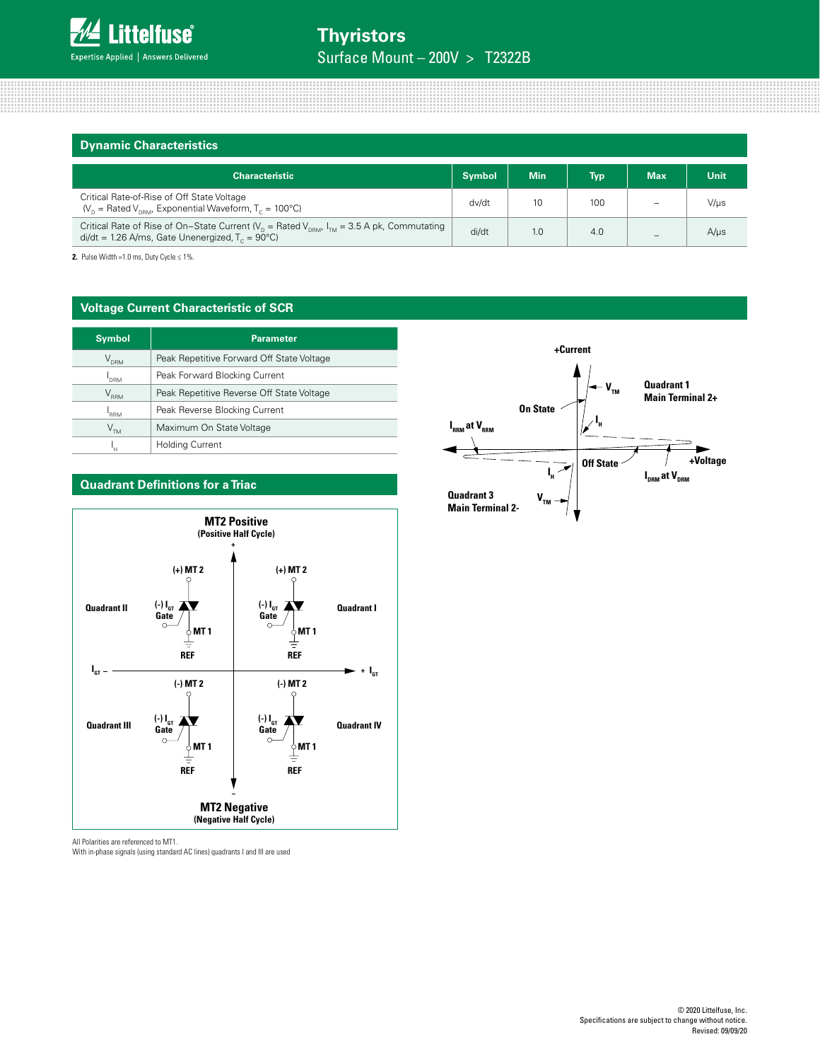## Dynamic Characteristics

| Characteristic | Symbol | Min | Typ | Max | Unit |
|---|---|---|---|---|---|
| Critical Rate-of-Rise of Off State Voltage ($V_D$ = Rated $V_{DRM}$, Exponential Waveform, $T_C$ = 100°C) | dv/dt | 10 | 100 | – | V/μs |
| Critical Rate of Rise of On–State Current ($V_D$ = Rated $V_{DRM}$, $I_{TM}$ = 3.5 A pk, Commutating di/dt = 1.26 A/ms, Gate Unenergized, $T_C$ = 90°C) | di/dt | 1.0 | 4.0 | – | A/μs |

**2.** Pulse Width =1.0 ms, Duty Cycle ≤ 1%.

## Voltage Current Characteristic of SCR

| Symbol | Parameter |
|---|---|
| $V_{DRM}$ | Peak Repetitive Forward Off State Voltage |
| $I_{DRM}$ | Peak Forward Blocking Current |
| $V_{RRM}$ | Peak Repetitive Reverse Off State Voltage |
| $I_{RRM}$ | Peak Reverse Blocking Current |
| $V_{TM}$ | Maximum On State Voltage |
| $I_H$ | Holding Current |

## Quadrant Definitions for a Triac

All Polarities are referenced to MT1.
With in-phase signals (using standard AC lines) quadrants I and III are used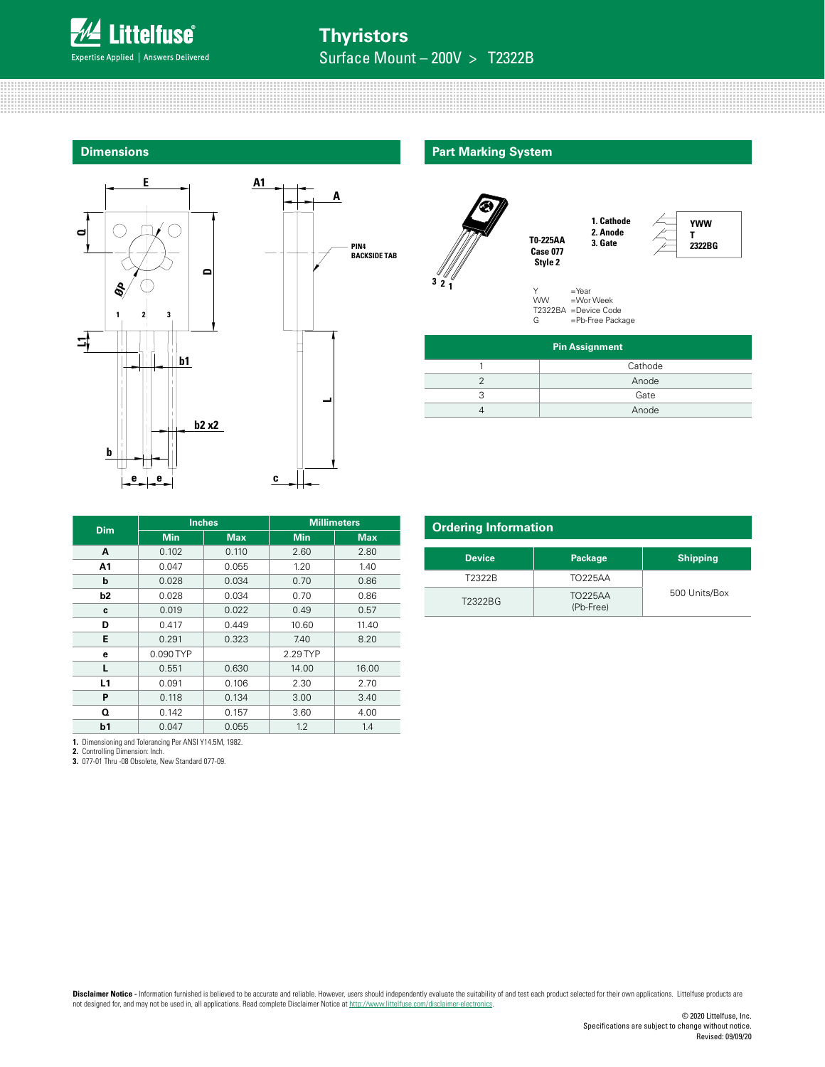## Dimensions

E A1 A

Q D

ØP

1 2 3

L1 b1

PIN4 BACKSIDE TAB

L

b2 x2

b

e e c

| Dim | Inches | | Millimeters | |
|---|---|---|---|---|
| | Min | Max | Min | Max |
| A | 0.102 | 0.110 | 2.60 | 2.80 |
| A1 | 0.047 | 0.055 | 1.20 | 1.40 |
| b | 0.028 | 0.034 | 0.70 | 0.86 |
| b2 | 0.028 | 0.034 | 0.70 | 0.86 |
| c | 0.019 | 0.022 | 0.49 | 0.57 |
| D | 0.417 | 0.449 | 10.60 | 11.40 |
| E | 0.291 | 0.323 | 7.40 | 8.20 |
| e | 0.090 TYP | | 2.29 TYP | |
| L | 0.551 | 0.630 | 14.00 | 16.00 |
| L1 | 0.091 | 0.106 | 2.30 | 2.70 |
| P | 0.118 | 0.134 | 3.00 | 3.40 |
| Q | 0.142 | 0.157 | 3.60 | 4.00 |
| b1 | 0.047 | 0.055 | 1.2 | 1.4 |

1. Dimensioning and Tolerancing Per ANSI Y14.5M, 1982.
2. Controlling Dimension: Inch.
3. 077-01 Thru -08 Obsolete, New Standard 077-09.

## Part Marking System

T0-225AA
Case 077
Style 2

3 2 1

1. Cathode
2. Anode
3. Gate

YWW
T
2322BG

Y =Year
WW =Wor Week
T2322BA =Device Code
G =Pb-Free Package

| Pin Assignment | |
|---|---|
| 1 | Cathode |
| 2 | Anode |
| 3 | Gate |
| 4 | Anode |

## Ordering Information

| Device | Package | Shipping |
|---|---|---|
| T2322B | TO225AA | 500 Units/Box |
| T2322BG | TO225AA (Pb-Free) | |

**Disclaimer Notice -** Information furnished is believed to be accurate and reliable. However, users should independently evaluate the suitability of and test each product selected for their own applications. Littelfuse products are not designed for, and may not be used in, all applications. Read complete Disclaimer Notice at http://www.littelfuse.com/disclaimer-electronics.

© 2020 Littelfuse, Inc.
Specifications are subject to change without notice.
Revised: 09/09/20